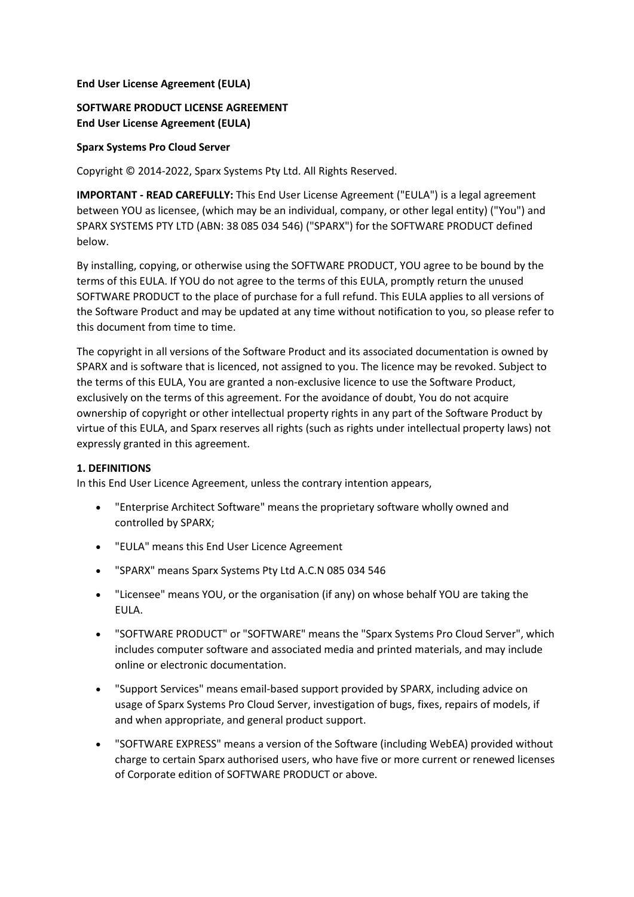**End User License Agreement (EULA)**

**SOFTWARE PRODUCT LICENSE AGREEMENT**
**End User License Agreement (EULA)**

**Sparx Systems Pro Cloud Server**

Copyright © 2014-2022, Sparx Systems Pty Ltd. All Rights Reserved.

**IMPORTANT - READ CAREFULLY:** This End User License Agreement ("EULA") is a legal agreement between YOU as licensee, (which may be an individual, company, or other legal entity) ("You") and SPARX SYSTEMS PTY LTD (ABN: 38 085 034 546) ("SPARX") for the SOFTWARE PRODUCT defined below.

By installing, copying, or otherwise using the SOFTWARE PRODUCT, YOU agree to be bound by the terms of this EULA. If YOU do not agree to the terms of this EULA, promptly return the unused SOFTWARE PRODUCT to the place of purchase for a full refund. This EULA applies to all versions of the Software Product and may be updated at any time without notification to you, so please refer to this document from time to time.

The copyright in all versions of the Software Product and its associated documentation is owned by SPARX and is software that is licenced, not assigned to you. The licence may be revoked. Subject to the terms of this EULA, You are granted a non-exclusive licence to use the Software Product, exclusively on the terms of this agreement. For the avoidance of doubt, You do not acquire ownership of copyright or other intellectual property rights in any part of the Software Product by virtue of this EULA, and Sparx reserves all rights (such as rights under intellectual property laws) not expressly granted in this agreement.

**1. DEFINITIONS**
In this End User Licence Agreement, unless the contrary intention appears,

- "Enterprise Architect Software" means the proprietary software wholly owned and controlled by SPARX;
- "EULA" means this End User Licence Agreement
- "SPARX" means Sparx Systems Pty Ltd A.C.N 085 034 546
- "Licensee" means YOU, or the organisation (if any) on whose behalf YOU are taking the EULA.
- "SOFTWARE PRODUCT" or "SOFTWARE" means the "Sparx Systems Pro Cloud Server", which includes computer software and associated media and printed materials, and may include online or electronic documentation.
- "Support Services" means email-based support provided by SPARX, including advice on usage of Sparx Systems Pro Cloud Server, investigation of bugs, fixes, repairs of models, if and when appropriate, and general product support.
- "SOFTWARE EXPRESS" means a version of the Software (including WebEA) provided without charge to certain Sparx authorised users, who have five or more current or renewed licenses of Corporate edition of SOFTWARE PRODUCT or above.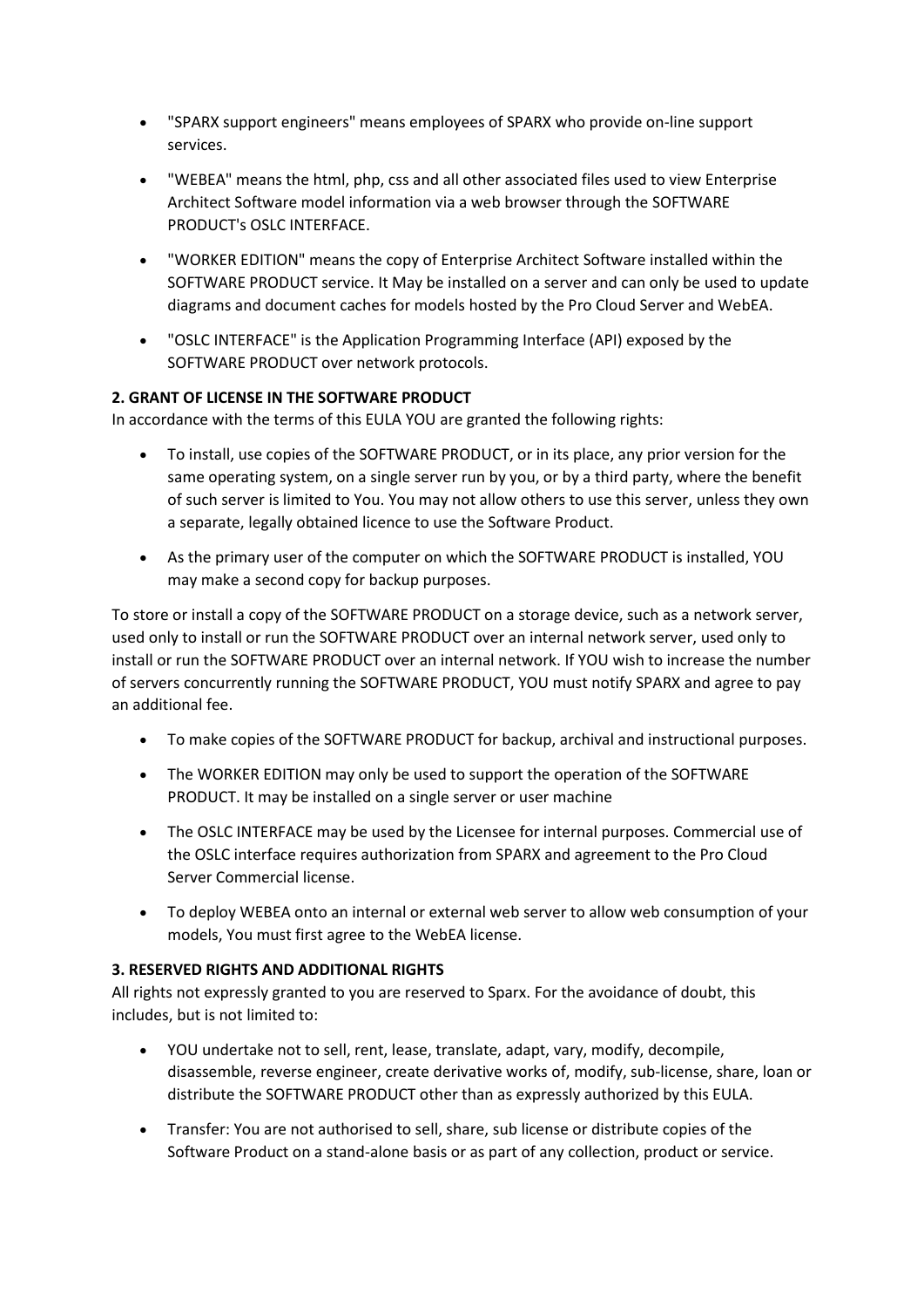- "SPARX support engineers" means employees of SPARX who provide on-line support services.
- "WEBEA" means the html, php, css and all other associated files used to view Enterprise Architect Software model information via a web browser through the SOFTWARE PRODUCT's OSLC INTERFACE.
- "WORKER EDITION" means the copy of Enterprise Architect Software installed within the SOFTWARE PRODUCT service. It May be installed on a server and can only be used to update diagrams and document caches for models hosted by the Pro Cloud Server and WebEA.
- "OSLC INTERFACE" is the Application Programming Interface (API) exposed by the SOFTWARE PRODUCT over network protocols.

**2. GRANT OF LICENSE IN THE SOFTWARE PRODUCT**

In accordance with the terms of this EULA YOU are granted the following rights:

- To install, use copies of the SOFTWARE PRODUCT, or in its place, any prior version for the same operating system, on a single server run by you, or by a third party, where the benefit of such server is limited to You. You may not allow others to use this server, unless they own a separate, legally obtained licence to use the Software Product.
- As the primary user of the computer on which the SOFTWARE PRODUCT is installed, YOU may make a second copy for backup purposes.

To store or install a copy of the SOFTWARE PRODUCT on a storage device, such as a network server, used only to install or run the SOFTWARE PRODUCT over an internal network server, used only to install or run the SOFTWARE PRODUCT over an internal network. If YOU wish to increase the number of servers concurrently running the SOFTWARE PRODUCT, YOU must notify SPARX and agree to pay an additional fee.

- To make copies of the SOFTWARE PRODUCT for backup, archival and instructional purposes.
- The WORKER EDITION may only be used to support the operation of the SOFTWARE PRODUCT. It may be installed on a single server or user machine
- The OSLC INTERFACE may be used by the Licensee for internal purposes. Commercial use of the OSLC interface requires authorization from SPARX and agreement to the Pro Cloud Server Commercial license.
- To deploy WEBEA onto an internal or external web server to allow web consumption of your models, You must first agree to the WebEA license.

**3. RESERVED RIGHTS AND ADDITIONAL RIGHTS**

All rights not expressly granted to you are reserved to Sparx. For the avoidance of doubt, this includes, but is not limited to:

- YOU undertake not to sell, rent, lease, translate, adapt, vary, modify, decompile, disassemble, reverse engineer, create derivative works of, modify, sub-license, share, loan or distribute the SOFTWARE PRODUCT other than as expressly authorized by this EULA.
- Transfer: You are not authorised to sell, share, sub license or distribute copies of the Software Product on a stand-alone basis or as part of any collection, product or service.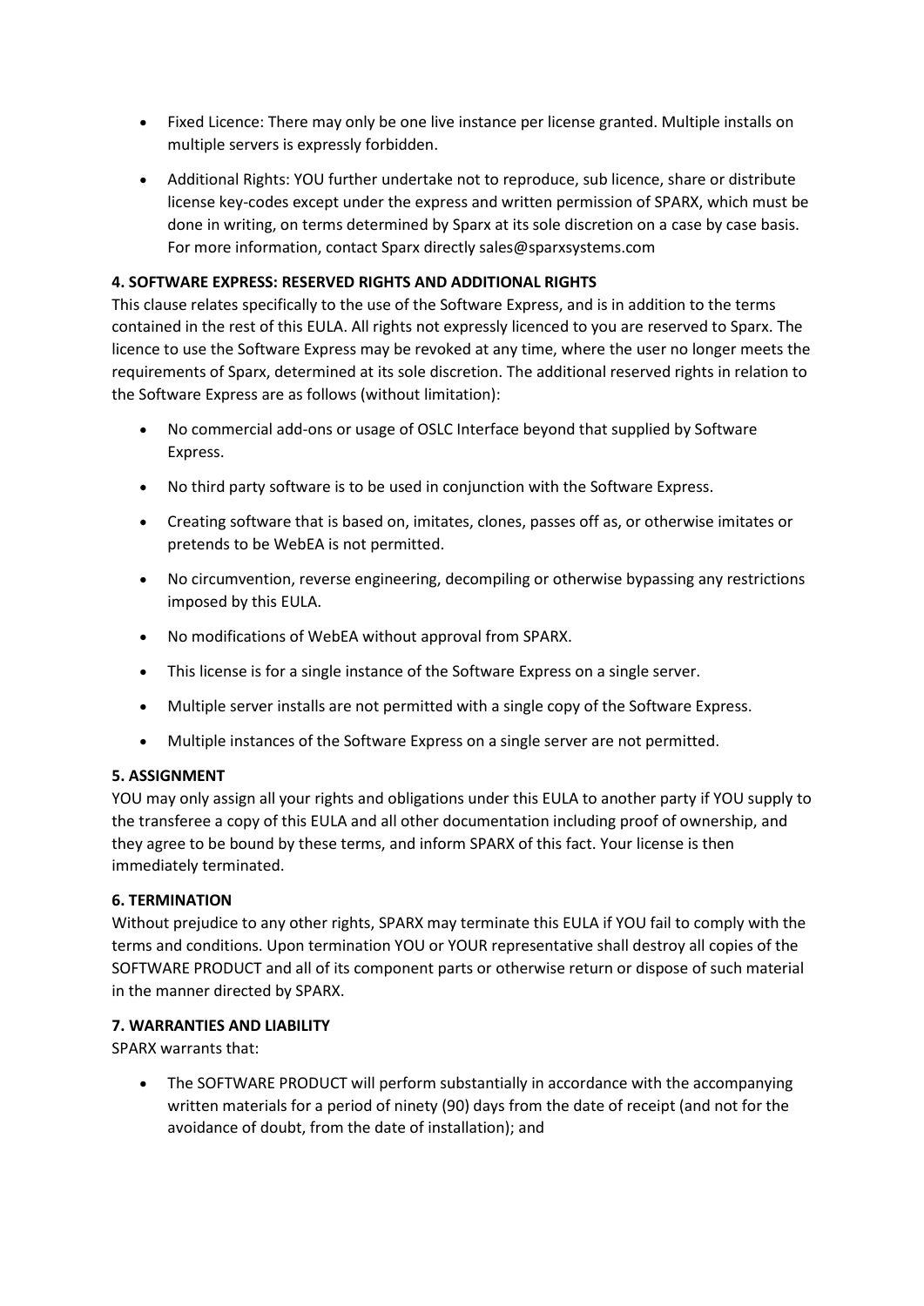- Fixed Licence: There may only be one live instance per license granted. Multiple installs on multiple servers is expressly forbidden.
- Additional Rights: YOU further undertake not to reproduce, sub licence, share or distribute license key-codes except under the express and written permission of SPARX, which must be done in writing, on terms determined by Sparx at its sole discretion on a case by case basis. For more information, contact Sparx directly sales@sparxsystems.com

**4. SOFTWARE EXPRESS: RESERVED RIGHTS AND ADDITIONAL RIGHTS**

This clause relates specifically to the use of the Software Express, and is in addition to the terms contained in the rest of this EULA. All rights not expressly licenced to you are reserved to Sparx. The licence to use the Software Express may be revoked at any time, where the user no longer meets the requirements of Sparx, determined at its sole discretion. The additional reserved rights in relation to the Software Express are as follows (without limitation):

- No commercial add-ons or usage of OSLC Interface beyond that supplied by Software Express.
- No third party software is to be used in conjunction with the Software Express.
- Creating software that is based on, imitates, clones, passes off as, or otherwise imitates or pretends to be WebEA is not permitted.
- No circumvention, reverse engineering, decompiling or otherwise bypassing any restrictions imposed by this EULA.
- No modifications of WebEA without approval from SPARX.
- This license is for a single instance of the Software Express on a single server.
- Multiple server installs are not permitted with a single copy of the Software Express.
- Multiple instances of the Software Express on a single server are not permitted.

**5. ASSIGNMENT**

YOU may only assign all your rights and obligations under this EULA to another party if YOU supply to the transferee a copy of this EULA and all other documentation including proof of ownership, and they agree to be bound by these terms, and inform SPARX of this fact. Your license is then immediately terminated.

**6. TERMINATION**

Without prejudice to any other rights, SPARX may terminate this EULA if YOU fail to comply with the terms and conditions. Upon termination YOU or YOUR representative shall destroy all copies of the SOFTWARE PRODUCT and all of its component parts or otherwise return or dispose of such material in the manner directed by SPARX.

**7. WARRANTIES AND LIABILITY**

SPARX warrants that:

- The SOFTWARE PRODUCT will perform substantially in accordance with the accompanying written materials for a period of ninety (90) days from the date of receipt (and not for the avoidance of doubt, from the date of installation); and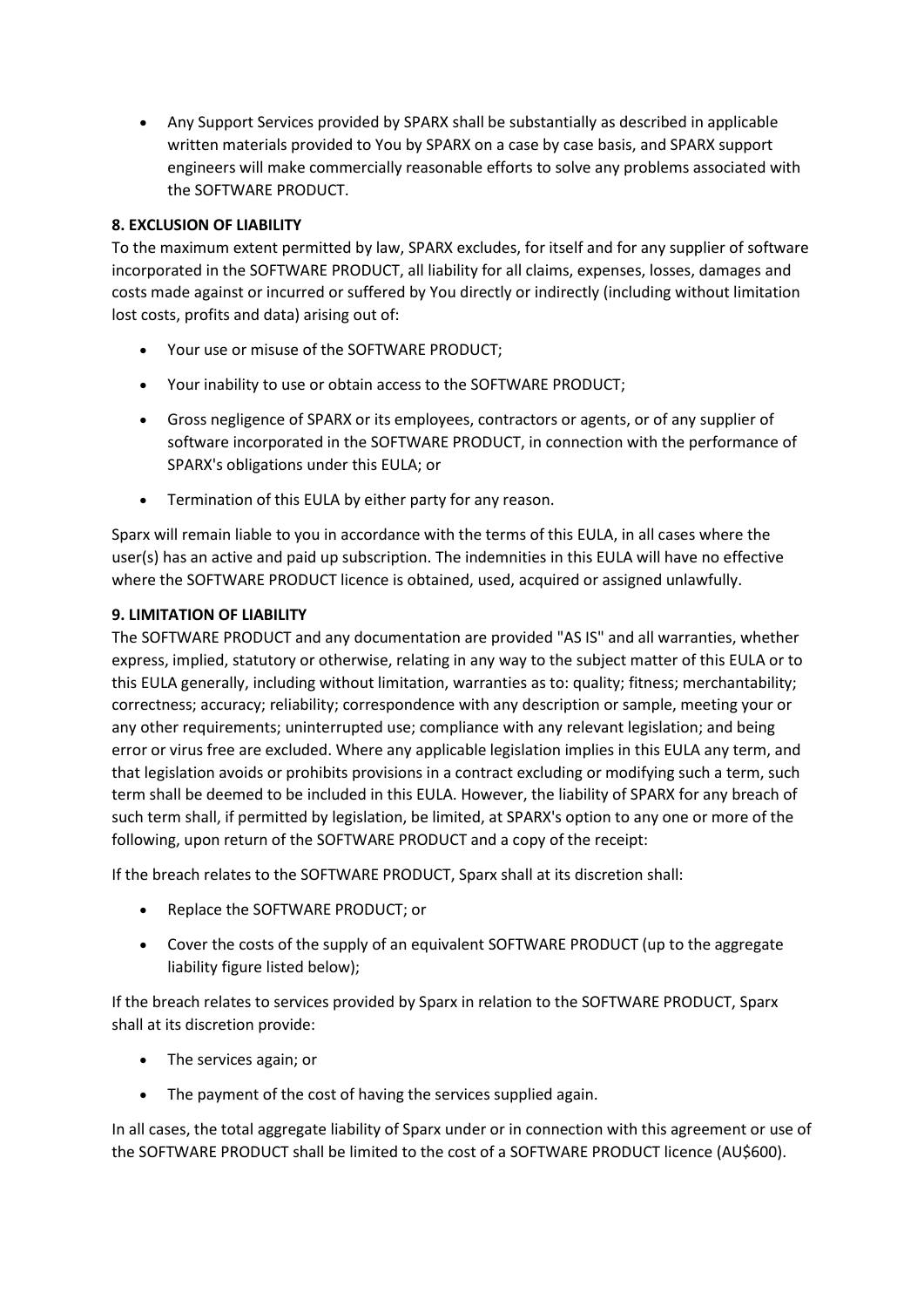- Any Support Services provided by SPARX shall be substantially as described in applicable written materials provided to You by SPARX on a case by case basis, and SPARX support engineers will make commercially reasonable efforts to solve any problems associated with the SOFTWARE PRODUCT.

**8. EXCLUSION OF LIABILITY**

To the maximum extent permitted by law, SPARX excludes, for itself and for any supplier of software incorporated in the SOFTWARE PRODUCT, all liability for all claims, expenses, losses, damages and costs made against or incurred or suffered by You directly or indirectly (including without limitation lost costs, profits and data) arising out of:

- Your use or misuse of the SOFTWARE PRODUCT;
- Your inability to use or obtain access to the SOFTWARE PRODUCT;
- Gross negligence of SPARX or its employees, contractors or agents, or of any supplier of software incorporated in the SOFTWARE PRODUCT, in connection with the performance of SPARX's obligations under this EULA; or
- Termination of this EULA by either party for any reason.

Sparx will remain liable to you in accordance with the terms of this EULA, in all cases where the user(s) has an active and paid up subscription. The indemnities in this EULA will have no effective where the SOFTWARE PRODUCT licence is obtained, used, acquired or assigned unlawfully.

**9. LIMITATION OF LIABILITY**

The SOFTWARE PRODUCT and any documentation are provided "AS IS" and all warranties, whether express, implied, statutory or otherwise, relating in any way to the subject matter of this EULA or to this EULA generally, including without limitation, warranties as to: quality; fitness; merchantability; correctness; accuracy; reliability; correspondence with any description or sample, meeting your or any other requirements; uninterrupted use; compliance with any relevant legislation; and being error or virus free are excluded. Where any applicable legislation implies in this EULA any term, and that legislation avoids or prohibits provisions in a contract excluding or modifying such a term, such term shall be deemed to be included in this EULA. However, the liability of SPARX for any breach of such term shall, if permitted by legislation, be limited, at SPARX's option to any one or more of the following, upon return of the SOFTWARE PRODUCT and a copy of the receipt:

If the breach relates to the SOFTWARE PRODUCT, Sparx shall at its discretion shall:

- Replace the SOFTWARE PRODUCT; or
- Cover the costs of the supply of an equivalent SOFTWARE PRODUCT (up to the aggregate liability figure listed below);

If the breach relates to services provided by Sparx in relation to the SOFTWARE PRODUCT, Sparx shall at its discretion provide:

- The services again; or
- The payment of the cost of having the services supplied again.

In all cases, the total aggregate liability of Sparx under or in connection with this agreement or use of the SOFTWARE PRODUCT shall be limited to the cost of a SOFTWARE PRODUCT licence (AU$600).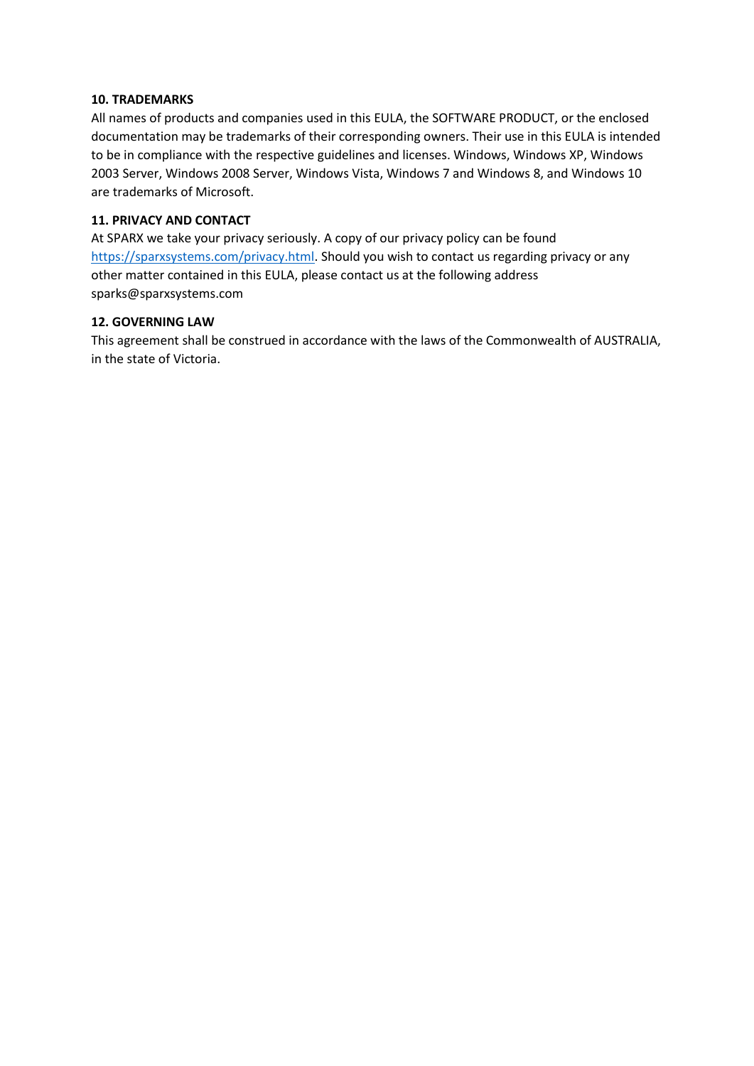**10. TRADEMARKS**

All names of products and companies used in this EULA, the SOFTWARE PRODUCT, or the enclosed documentation may be trademarks of their corresponding owners. Their use in this EULA is intended to be in compliance with the respective guidelines and licenses. Windows, Windows XP, Windows 2003 Server, Windows 2008 Server, Windows Vista, Windows 7 and Windows 8, and Windows 10 are trademarks of Microsoft.

**11. PRIVACY AND CONTACT**

At SPARX we take your privacy seriously. A copy of our privacy policy can be found [https://sparxsystems.com/privacy.html](https://sparxsystems.com/privacy.html). Should you wish to contact us regarding privacy or any other matter contained in this EULA, please contact us at the following address sparks@sparxsystems.com

**12. GOVERNING LAW**

This agreement shall be construed in accordance with the laws of the Commonwealth of AUSTRALIA, in the state of Victoria.